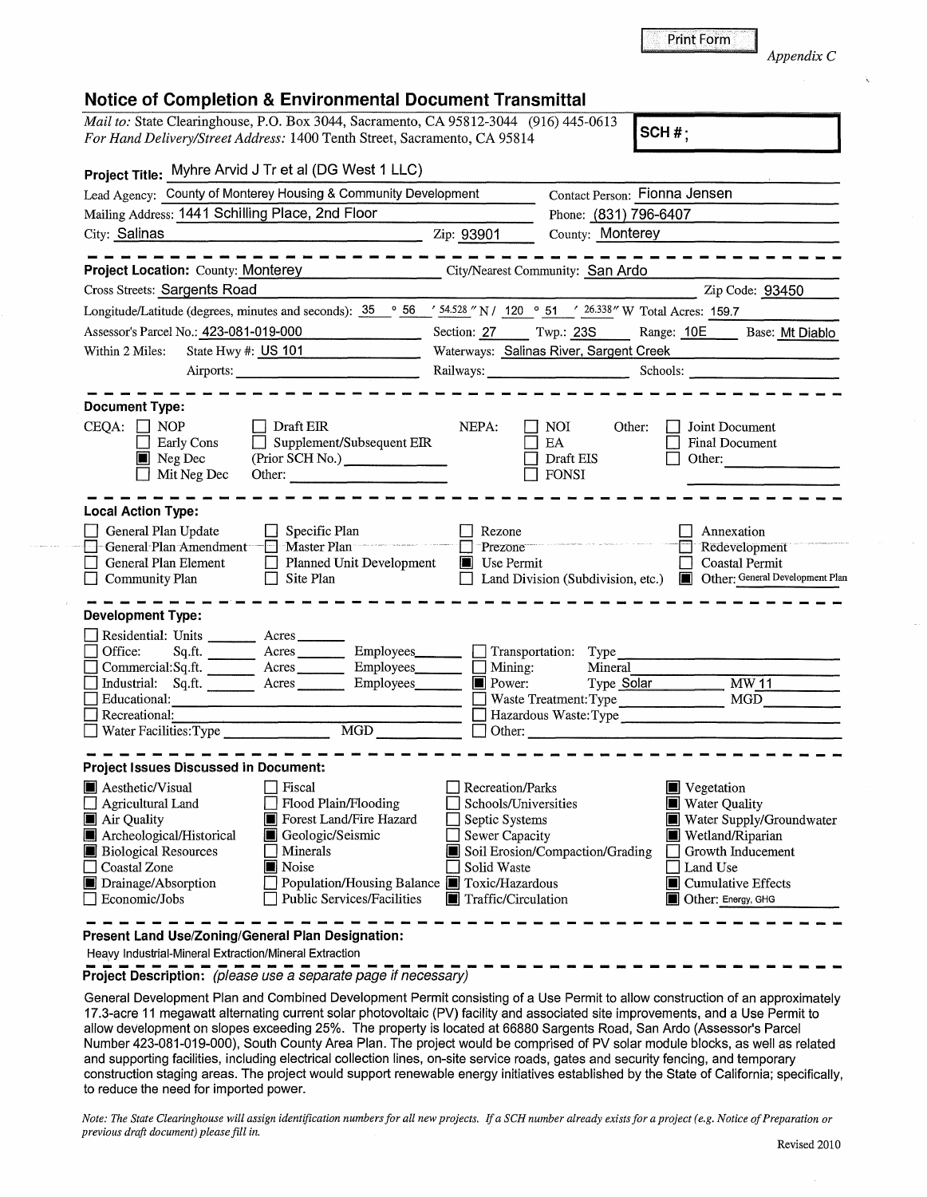Print Form

*Appendix C*

## Notice of Completion & Environmental Document Transmittal

*Mail to:* State Clearinghouse, P.O. Box 3044, Sacramento, CA 95812-3044 (916) 445-0613
*For Hand Delivery/Street Address:* 1400 Tenth Street, Sacramento, CA 95814

**SCH #:**

**Project Title:** Myhre Arvid J Tr et al (DG West 1 LLC)

Lead Agency: County of Monterey Housing & Community Development — Contact Person: Fionna Jensen

Mailing Address: 1441 Schilling Place, 2nd Floor — Phone: (831) 796-6407

City: Salinas — Zip: 93901 — County: Monterey

---

**Project Location:** County: Monterey — City/Nearest Community: San Ardo

Cross Streets: Sargents Road — Zip Code: 93450

Longitude/Latitude (degrees, minutes and seconds): 35 ° 56 ′ 54.528 ″ N / 120 ° 51 ′ 26.338 ″ W Total Acres: 159.7

Assessor's Parcel No.: 423-081-019-000 — Section: 27 — Twp.: 23S — Range: 10E — Base: Mt Diablo

Within 2 Miles: State Hwy #: US 101 — Waterways: Salinas River, Sargent Creek

Airports: — Railways: — Schools:

---

**Document Type:**

CEQA: ☐ NOP ☐ Early Cons ■ Neg Dec ☐ Mit Neg Dec ☐ Draft EIR ☐ Supplement/Subsequent EIR (Prior SCH No.) ☐ Other:

NEPA: ☐ NOI ☐ EA ☐ Draft EIS ☐ FONSI

Other: ☐ Joint Document ☐ Final Document ☐ Other:

---

**Local Action Type:**

☐ General Plan Update ☐ General Plan Amendment ☐ General Plan Element ☐ Community Plan ☐ Specific Plan ☐ Master Plan ☐ Planned Unit Development ☐ Site Plan ☐ Rezone ☐ Prezone ■ Use Permit ☐ Land Division (Subdivision, etc.) ☐ Annexation ☐ Redevelopment ☐ Coastal Permit ■ Other: General Development Plan

---

**Development Type:**

☐ Residential: Units ___ Acres ___
☐ Office: Sq.ft. ___ Acres ___ Employees ___
☐ Commercial: Sq.ft. ___ Acres ___ Employees ___
☐ Industrial: Sq.ft. ___ Acres ___ Employees ___
☐ Educational:
☐ Recreational:
☐ Water Facilities: Type ___ MGD ___
☐ Transportation: Type
☐ Mining: Mineral
■ Power: Type Solar MW 11
☐ Waste Treatment: Type ___ MGD
☐ Hazardous Waste: Type
☐ Other:

---

**Project Issues Discussed in Document:**

■ Aesthetic/Visual ☐ Agricultural Land ■ Air Quality ■ Archeological/Historical ■ Biological Resources ☐ Coastal Zone ■ Drainage/Absorption ☐ Economic/Jobs ☐ Fiscal ☐ Flood Plain/Flooding ■ Forest Land/Fire Hazard ■ Geologic/Seismic ☐ Minerals ■ Noise ☐ Population/Housing Balance ☐ Public Services/Facilities ☐ Recreation/Parks ☐ Schools/Universities ☐ Septic Systems ☐ Sewer Capacity ■ Soil Erosion/Compaction/Grading ☐ Solid Waste ■ Toxic/Hazardous ■ Traffic/Circulation ■ Vegetation ■ Water Quality ■ Water Supply/Groundwater ■ Wetland/Riparian ☐ Growth Inducement ☐ Land Use ■ Cumulative Effects ■ Other: Energy, GHG

---

**Present Land Use/Zoning/General Plan Designation:**

Heavy Industrial-Mineral Extraction/Mineral Extraction

---

**Project Description:** *(please use a separate page if necessary)*

General Development Plan and Combined Development Permit consisting of a Use Permit to allow construction of an approximately 17.3-acre 11 megawatt alternating current solar photovoltaic (PV) facility and associated site improvements, and a Use Permit to allow development on slopes exceeding 25%. The property is located at 66880 Sargents Road, San Ardo (Assessor's Parcel Number 423-081-019-000), South County Area Plan. The project would be comprised of PV solar module blocks, as well as related and supporting facilities, including electrical collection lines, on-site service roads, gates and security fencing, and temporary construction staging areas. The project would support renewable energy initiatives established by the State of California; specifically, to reduce the need for imported power.

*Note: The State Clearinghouse will assign identification numbers for all new projects. If a SCH number already exists for a project (e.g. Notice of Preparation or previous draft document) please fill in.*

Revised 2010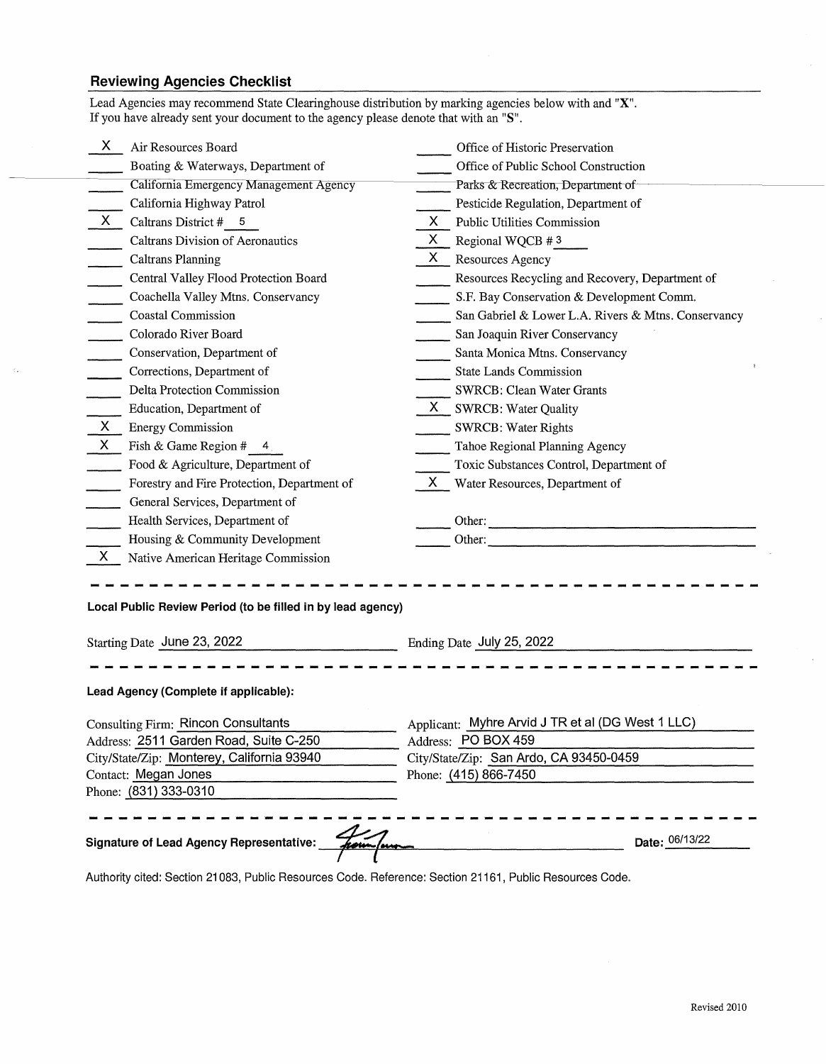## Reviewing Agencies Checklist

Lead Agencies may recommend State Clearinghouse distribution by marking agencies below with and "X".
If you have already sent your document to the agency please denote that with an "S".

| | | | |
|---|---|---|---|
| X | Air Resources Board | | Office of Historic Preservation |
| | Boating & Waterways, Department of | | Office of Public School Construction |
| | California Emergency Management Agency | | Parks & Recreation, Department of |
| | California Highway Patrol | | Pesticide Regulation, Department of |
| X | Caltrans District # 5 | X | Public Utilities Commission |
| | Caltrans Division of Aeronautics | X | Regional WQCB # 3 |
| | Caltrans Planning | X | Resources Agency |
| | Central Valley Flood Protection Board | | Resources Recycling and Recovery, Department of |
| | Coachella Valley Mtns. Conservancy | | S.F. Bay Conservation & Development Comm. |
| | Coastal Commission | | San Gabriel & Lower L.A. Rivers & Mtns. Conservancy |
| | Colorado River Board | | San Joaquin River Conservancy |
| | Conservation, Department of | | Santa Monica Mtns. Conservancy |
| | Corrections, Department of | | State Lands Commission |
| | Delta Protection Commission | | SWRCB: Clean Water Grants |
| | Education, Department of | X | SWRCB: Water Quality |
| X | Energy Commission | | SWRCB: Water Rights |
| X | Fish & Game Region # 4 | | Tahoe Regional Planning Agency |
| | Food & Agriculture, Department of | | Toxic Substances Control, Department of |
| | Forestry and Fire Protection, Department of | X | Water Resources, Department of |
| | General Services, Department of | | |
| | Health Services, Department of | | Other: |
| | Housing & Community Development | | Other: |
| X | Native American Heritage Commission | | |

---

**Local Public Review Period (to be filled in by lead agency)**

Starting Date June 23, 2022

Ending Date July 25, 2022

---

**Lead Agency (Complete if applicable):**

Consulting Firm: Rincon Consultants
Address: 2511 Garden Road, Suite C-250
City/State/Zip: Monterey, California 93940
Contact: Megan Jones
Phone: (831) 333-0310

Applicant: Myhre Arvid J TR et al (DG West 1 LLC)
Address: PO BOX 459
City/State/Zip: San Ardo, CA 93450-0459
Phone: (415) 866-7450

---

**Signature of Lead Agency Representative:** [signature]

**Date:** 06/13/22

Authority cited: Section 21083, Public Resources Code. Reference: Section 21161, Public Resources Code.

Revised 2010